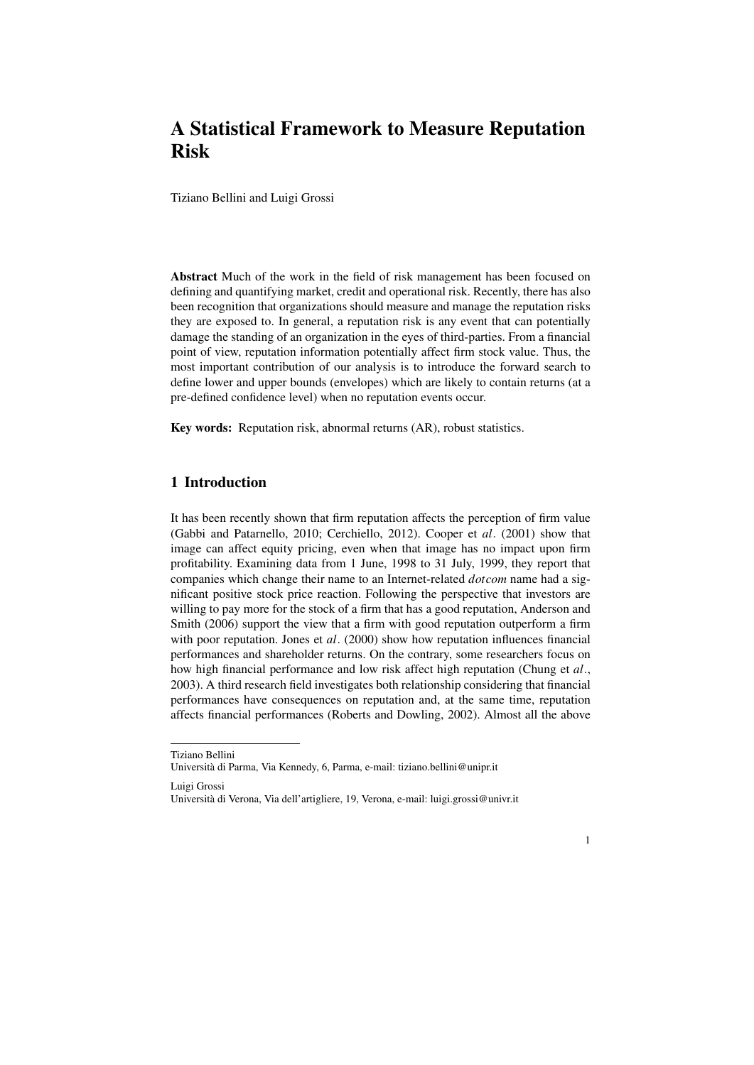# A Statistical Framework to Measure Reputation Risk

Tiziano Bellini and Luigi Grossi

**Abstract** Much of the work in the field of risk management has been focused on defining and quantifying market, credit and operational risk. Recently, there has also been recognition that organizations should measure and manage the reputation risks they are exposed to. In general, a reputation risk is any event that can potentially damage the standing of an organization in the eyes of third-parties. From a financial point of view, reputation information potentially affect firm stock value. Thus, the most important contribution of our analysis is to introduce the forward search to define lower and upper bounds (envelopes) which are likely to contain returns (at a pre-defined confidence level) when no reputation events occur.

**Key words:** Reputation risk, abnormal returns (AR), robust statistics.

## 1 Introduction

It has been recently shown that firm reputation affects the perception of firm value (Gabbi and Patarnello, 2010; Cerchiello, 2012). Cooper et *al*. (2001) show that image can affect equity pricing, even when that image has no impact upon firm profitability. Examining data from 1 June, 1998 to 31 July, 1999, they report that companies which change their name to an Internet-related *dotcom* name had a significant positive stock price reaction. Following the perspective that investors are willing to pay more for the stock of a firm that has a good reputation, Anderson and Smith (2006) support the view that a firm with good reputation outperform a firm with poor reputation. Jones et *al*. (2000) show how reputation influences financial performances and shareholder returns. On the contrary, some researchers focus on how high financial performance and low risk affect high reputation (Chung et *al*., 2003). A third research field investigates both relationship considering that financial performances have consequences on reputation and, at the same time, reputation affects financial performances (Roberts and Dowling, 2002). Almost all the above

---

Tiziano Bellini
Università di Parma, Via Kennedy, 6, Parma, e-mail: tiziano.bellini@unipr.it

Luigi Grossi
Università di Verona, Via dell'artigliere, 19, Verona, e-mail: luigi.grossi@univr.it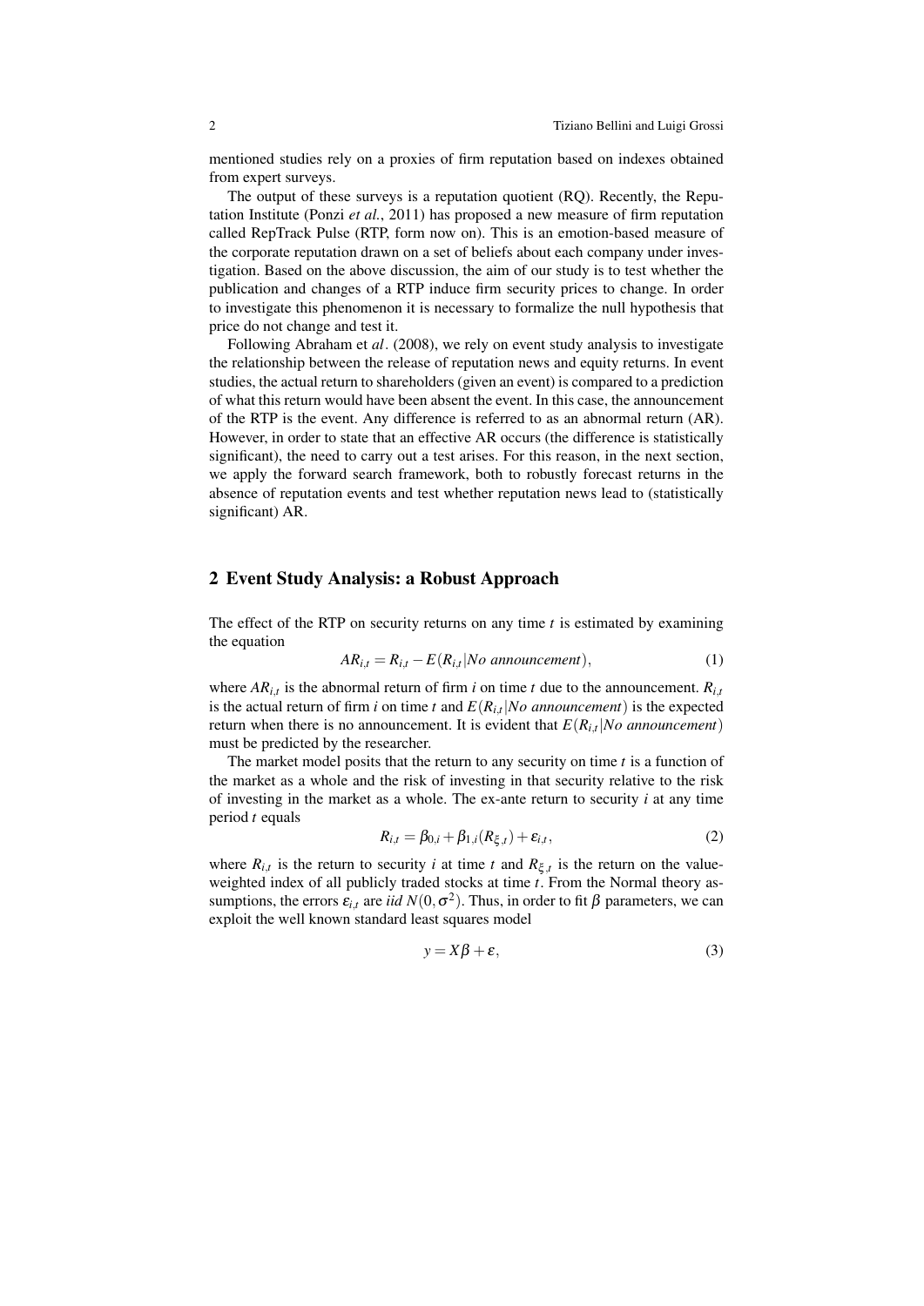mentioned studies rely on a proxies of firm reputation based on indexes obtained from expert surveys.

The output of these surveys is a reputation quotient (RQ). Recently, the Reputation Institute (Ponzi *et al.*, 2011) has proposed a new measure of firm reputation called RepTrack Pulse (RTP, form now on). This is an emotion-based measure of the corporate reputation drawn on a set of beliefs about each company under investigation. Based on the above discussion, the aim of our study is to test whether the publication and changes of a RTP induce firm security prices to change. In order to investigate this phenomenon it is necessary to formalize the null hypothesis that price do not change and test it.

Following Abraham et *al*. (2008), we rely on event study analysis to investigate the relationship between the release of reputation news and equity returns. In event studies, the actual return to shareholders (given an event) is compared to a prediction of what this return would have been absent the event. In this case, the announcement of the RTP is the event. Any difference is referred to as an abnormal return (AR). However, in order to state that an effective AR occurs (the difference is statistically significant), the need to carry out a test arises. For this reason, in the next section, we apply the forward search framework, both to robustly forecast returns in the absence of reputation events and test whether reputation news lead to (statistically significant) AR.

## 2 Event Study Analysis: a Robust Approach

The effect of the RTP on security returns on any time $t$ is estimated by examining the equation

$$AR_{i,t} = R_{i,t} - E(R_{i,t}|No\ announcement), \tag{1}$$

where $AR_{i,t}$ is the abnormal return of firm $i$ on time $t$ due to the announcement. $R_{i,t}$ is the actual return of firm $i$ on time $t$ and $E(R_{i,t}|No\ announcement)$ is the expected return when there is no announcement. It is evident that $E(R_{i,t}|No\ announcement)$ must be predicted by the researcher.

The market model posits that the return to any security on time $t$ is a function of the market as a whole and the risk of investing in that security relative to the risk of investing in the market as a whole. The ex-ante return to security $i$ at any time period $t$ equals

$$R_{i,t} = \beta_{0,i} + \beta_{1,i}(R_{\xi,t}) + \varepsilon_{i,t}, \tag{2}$$

where $R_{i,t}$ is the return to security $i$ at time $t$ and $R_{\xi,t}$ is the return on the value-weighted index of all publicly traded stocks at time $t$. From the Normal theory assumptions, the errors $\varepsilon_{i,t}$ are *iid* $N(0,\sigma^2)$. Thus, in order to fit $\beta$ parameters, we can exploit the well known standard least squares model

$$y = X\beta + \varepsilon, \tag{3}$$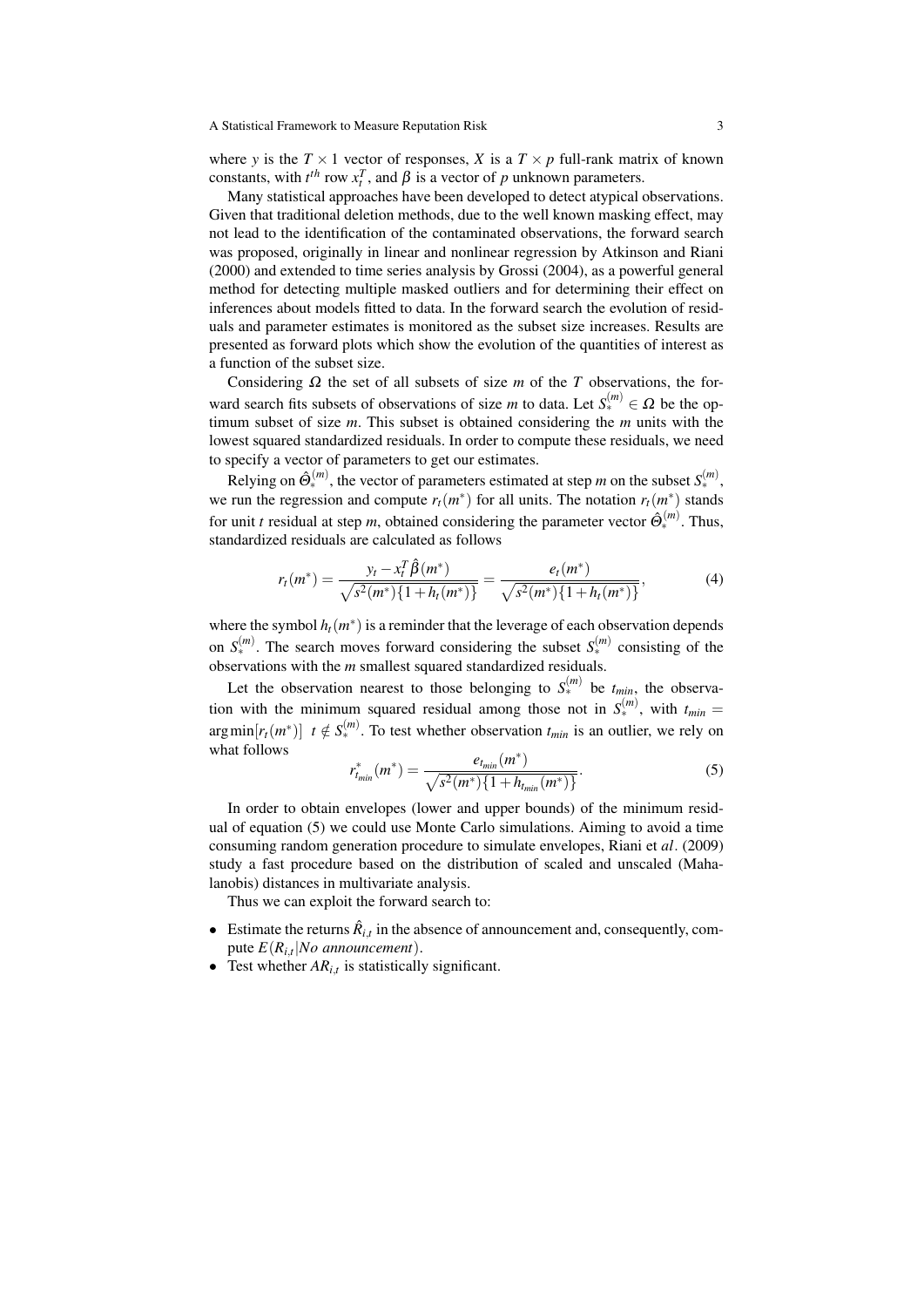where $y$ is the $T \times 1$ vector of responses, $X$ is a $T \times p$ full-rank matrix of known constants, with $t^{th}$ row $x_t^T$, and $\beta$ is a vector of $p$ unknown parameters.

Many statistical approaches have been developed to detect atypical observations. Given that traditional deletion methods, due to the well known masking effect, may not lead to the identification of the contaminated observations, the forward search was proposed, originally in linear and nonlinear regression by Atkinson and Riani (2000) and extended to time series analysis by Grossi (2004), as a powerful general method for detecting multiple masked outliers and for determining their effect on inferences about models fitted to data. In the forward search the evolution of residuals and parameter estimates is monitored as the subset size increases. Results are presented as forward plots which show the evolution of the quantities of interest as a function of the subset size.

Considering $\Omega$ the set of all subsets of size $m$ of the $T$ observations, the forward search fits subsets of observations of size $m$ to data. Let $S_*^{(m)} \in \Omega$ be the optimum subset of size $m$. This subset is obtained considering the $m$ units with the lowest squared standardized residuals. In order to compute these residuals, we need to specify a vector of parameters to get our estimates.

Relying on $\hat{\Theta}_*^{(m)}$, the vector of parameters estimated at step $m$ on the subset $S_*^{(m)}$, we run the regression and compute $r_t(m^*)$ for all units. The notation $r_t(m^*)$ stands for unit $t$ residual at step $m$, obtained considering the parameter vector $\hat{\Theta}_*^{(m)}$. Thus, standardized residuals are calculated as follows

$$r_t(m^*) = \frac{y_t - x_t^T \hat{\beta}(m^*)}{\sqrt{s^2(m^*)\{1 + h_t(m^*)\}}} = \frac{e_t(m^*)}{\sqrt{s^2(m^*)\{1 + h_t(m^*)\}}}, \tag{4}$$

where the symbol $h_t(m^*)$ is a reminder that the leverage of each observation depends on $S_*^{(m)}$. The search moves forward considering the subset $S_*^{(m)}$ consisting of the observations with the $m$ smallest squared standardized residuals.

Let the observation nearest to those belonging to $S_*^{(m)}$ be $t_{min}$, the observation with the minimum squared residual among those not in $S_*^{(m)}$, with $t_{min} = \arg\min[r_t(m^*)] \;\; t \notin S_*^{(m)}$. To test whether observation $t_{min}$ is an outlier, we rely on what follows

$$r^*_{t_{min}}(m^*) = \frac{e_{t_{min}}(m^*)}{\sqrt{s^2(m^*)\{1 + h_{t_{min}}(m^*)\}}}. \tag{5}$$

In order to obtain envelopes (lower and upper bounds) of the minimum residual of equation (5) we could use Monte Carlo simulations. Aiming to avoid a time consuming random generation procedure to simulate envelopes, Riani et *al*. (2009) study a fast procedure based on the distribution of scaled and unscaled (Mahalanobis) distances in multivariate analysis.

Thus we can exploit the forward search to:

- Estimate the returns $\hat{R}_{i,t}$ in the absence of announcement and, consequently, compute $E(R_{i,t}|\textit{No announcement})$.
- Test whether $AR_{i,t}$ is statistically significant.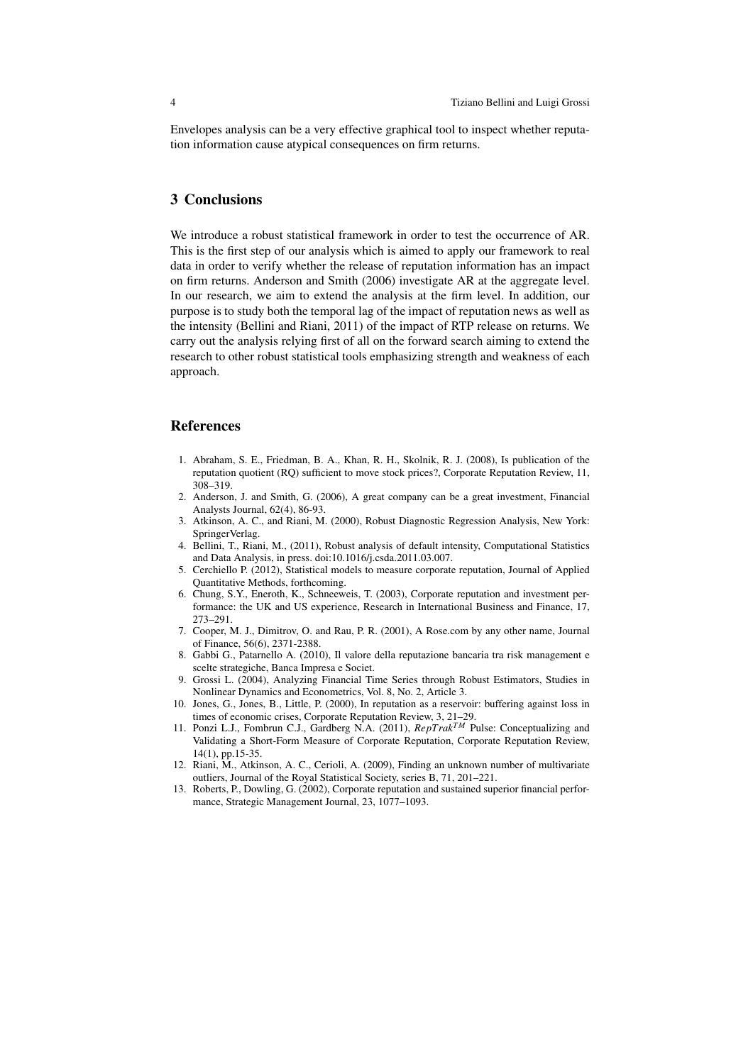Envelopes analysis can be a very effective graphical tool to inspect whether reputation information cause atypical consequences on firm returns.

## 3 Conclusions

We introduce a robust statistical framework in order to test the occurrence of AR. This is the first step of our analysis which is aimed to apply our framework to real data in order to verify whether the release of reputation information has an impact on firm returns. Anderson and Smith (2006) investigate AR at the aggregate level. In our research, we aim to extend the analysis at the firm level. In addition, our purpose is to study both the temporal lag of the impact of reputation news as well as the intensity (Bellini and Riani, 2011) of the impact of RTP release on returns. We carry out the analysis relying first of all on the forward search aiming to extend the research to other robust statistical tools emphasizing strength and weakness of each approach.

## References

1. Abraham, S. E., Friedman, B. A., Khan, R. H., Skolnik, R. J. (2008), Is publication of the reputation quotient (RQ) sufficient to move stock prices?, Corporate Reputation Review, 11, 308–319.
2. Anderson, J. and Smith, G. (2006), A great company can be a great investment, Financial Analysts Journal, 62(4), 86-93.
3. Atkinson, A. C., and Riani, M. (2000), Robust Diagnostic Regression Analysis, New York: SpringerVerlag.
4. Bellini, T., Riani, M., (2011), Robust analysis of default intensity, Computational Statistics and Data Analysis, in press. doi:10.1016/j.csda.2011.03.007.
5. Cerchiello P. (2012), Statistical models to measure corporate reputation, Journal of Applied Quantitative Methods, forthcoming.
6. Chung, S.Y., Eneroth, K., Schneeweis, T. (2003), Corporate reputation and investment performance: the UK and US experience, Research in International Business and Finance, 17, 273–291.
7. Cooper, M. J., Dimitrov, O. and Rau, P. R. (2001), A Rose.com by any other name, Journal of Finance, 56(6), 2371-2388.
8. Gabbi G., Patarnello A. (2010), Il valore della reputazione bancaria tra risk management e scelte strategiche, Banca Impresa e Societ.
9. Grossi L. (2004), Analyzing Financial Time Series through Robust Estimators, Studies in Nonlinear Dynamics and Econometrics, Vol. 8, No. 2, Article 3.
10. Jones, G., Jones, B., Little, P. (2000), In reputation as a reservoir: buffering against loss in times of economic crises, Corporate Reputation Review, 3, 21–29.
11. Ponzi L.J., Fombrun C.J., Gardberg N.A. (2011), *RepTrak*$^{TM}$ Pulse: Conceptualizing and Validating a Short-Form Measure of Corporate Reputation, Corporate Reputation Review, 14(1), pp.15-35.
12. Riani, M., Atkinson, A. C., Cerioli, A. (2009), Finding an unknown number of multivariate outliers, Journal of the Royal Statistical Society, series B, 71, 201–221.
13. Roberts, P., Dowling, G. (2002), Corporate reputation and sustained superior financial performance, Strategic Management Journal, 23, 1077–1093.